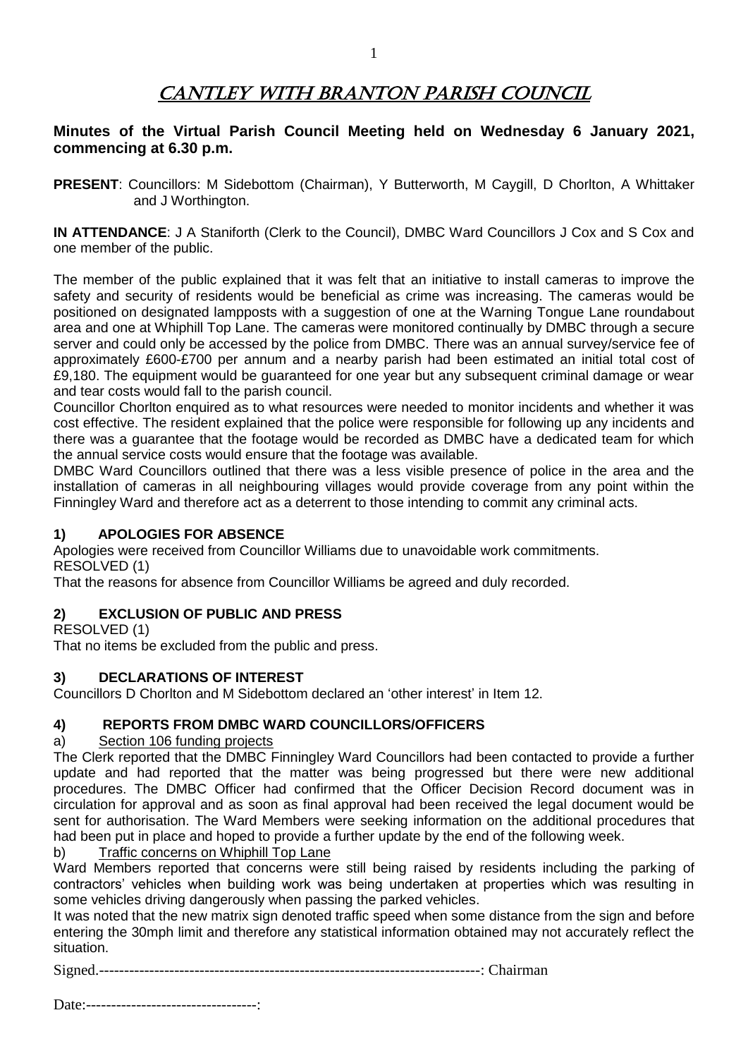# CANTLEY WITH BRANTON PARISH COUNCIL

**Minutes of the Virtual Parish Council Meeting held on Wednesday 6 January 2021, commencing at 6.30 p.m.**

**PRESENT**: Councillors: M Sidebottom (Chairman), Y Butterworth, M Caygill, D Chorlton, A Whittaker and J Worthington.

**IN ATTENDANCE**: J A Staniforth (Clerk to the Council), DMBC Ward Councillors J Cox and S Cox and one member of the public.

The member of the public explained that it was felt that an initiative to install cameras to improve the safety and security of residents would be beneficial as crime was increasing. The cameras would be positioned on designated lampposts with a suggestion of one at the Warning Tongue Lane roundabout area and one at Whiphill Top Lane. The cameras were monitored continually by DMBC through a secure server and could only be accessed by the police from DMBC. There was an annual survey/service fee of approximately £600-£700 per annum and a nearby parish had been estimated an initial total cost of £9,180. The equipment would be guaranteed for one year but any subsequent criminal damage or wear and tear costs would fall to the parish council.

Councillor Chorlton enquired as to what resources were needed to monitor incidents and whether it was cost effective. The resident explained that the police were responsible for following up any incidents and there was a guarantee that the footage would be recorded as DMBC have a dedicated team for which the annual service costs would ensure that the footage was available.

DMBC Ward Councillors outlined that there was a less visible presence of police in the area and the installation of cameras in all neighbouring villages would provide coverage from any point within the Finningley Ward and therefore act as a deterrent to those intending to commit any criminal acts.

## 1) APOLOGIES FOR ABSENCE

Apologies were received from Councillor Williams due to unavoidable work commitments.

RESOLVED (1)

That the reasons for absence from Councillor Williams be agreed and duly recorded.

## 2) EXCLUSION OF PUBLIC AND PRESS

RESOLVED (1)

That no items be excluded from the public and press.

## 3) DECLARATIONS OF INTEREST

Councillors D Chorlton and M Sidebottom declared an 'other interest' in Item 12.

## 4) REPORTS FROM DMBC WARD COUNCILLORS/OFFICERS

a) Section 106 funding projects

The Clerk reported that the DMBC Finningley Ward Councillors had been contacted to provide a further update and had reported that the matter was being progressed but there were new additional procedures. The DMBC Officer had confirmed that the Officer Decision Record document was in circulation for approval and as soon as final approval had been received the legal document would be sent for authorisation. The Ward Members were seeking information on the additional procedures that had been put in place and hoped to provide a further update by the end of the following week.

b) Traffic concerns on Whiphill Top Lane

Ward Members reported that concerns were still being raised by residents including the parking of contractors' vehicles when building work was being undertaken at properties which was resulting in some vehicles driving dangerously when passing the parked vehicles.

It was noted that the new matrix sign denoted traffic speed when some distance from the sign and before entering the 30mph limit and therefore any statistical information obtained may not accurately reflect the situation.

Signed.---------------------------------------------------------------------------: Chairman

Date:----------------------------------: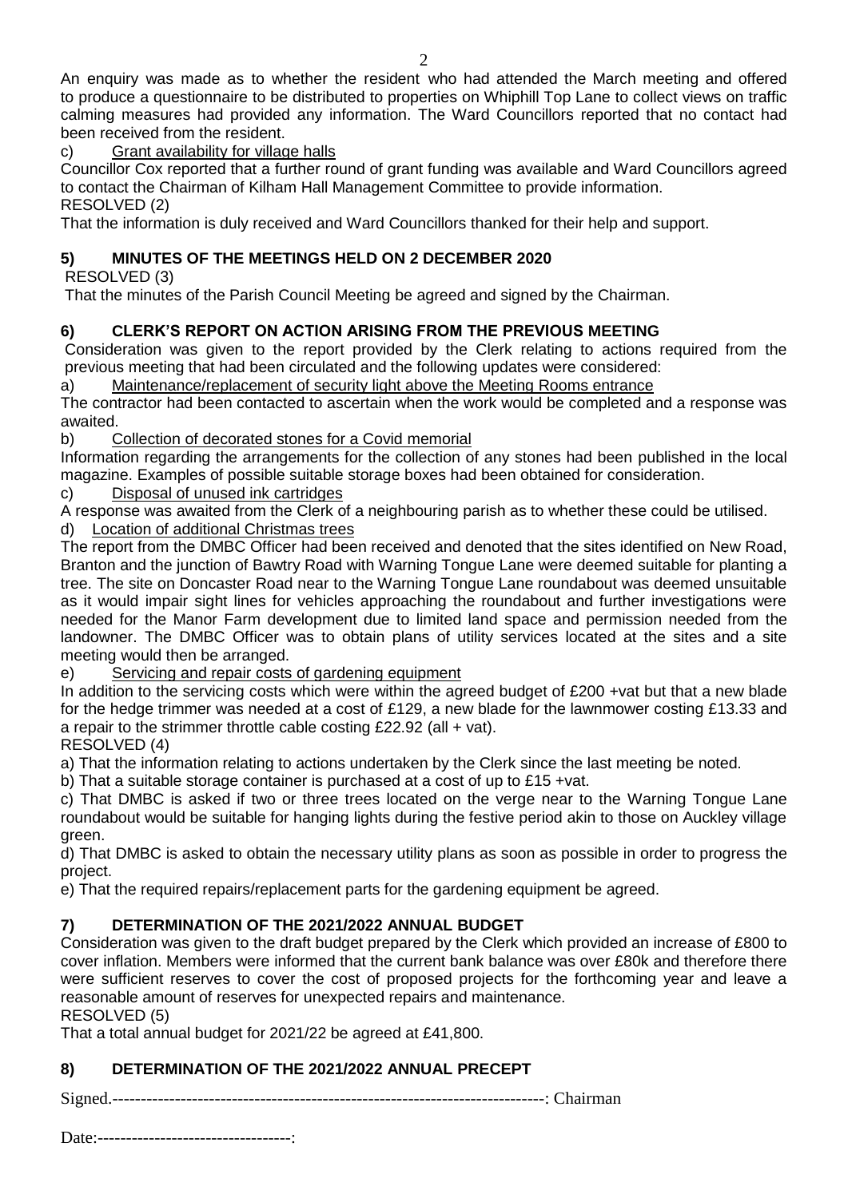An enquiry was made as to whether the resident who had attended the March meeting and offered to produce a questionnaire to be distributed to properties on Whiphill Top Lane to collect views on traffic calming measures had provided any information. The Ward Councillors reported that no contact had been received from the resident.

c) Grant availability for village halls

Councillor Cox reported that a further round of grant funding was available and Ward Councillors agreed to contact the Chairman of Kilham Hall Management Committee to provide information.

RESOLVED (2)

That the information is duly received and Ward Councillors thanked for their help and support.

## 5) MINUTES OF THE MEETINGS HELD ON 2 DECEMBER 2020

RESOLVED (3)

That the minutes of the Parish Council Meeting be agreed and signed by the Chairman.

## 6) CLERK'S REPORT ON ACTION ARISING FROM THE PREVIOUS MEETING

Consideration was given to the report provided by the Clerk relating to actions required from the previous meeting that had been circulated and the following updates were considered:

a) Maintenance/replacement of security light above the Meeting Rooms entrance

The contractor had been contacted to ascertain when the work would be completed and a response was awaited.

b) Collection of decorated stones for a Covid memorial

Information regarding the arrangements for the collection of any stones had been published in the local magazine. Examples of possible suitable storage boxes had been obtained for consideration.

c) Disposal of unused ink cartridges

A response was awaited from the Clerk of a neighbouring parish as to whether these could be utilised.

d) Location of additional Christmas trees

The report from the DMBC Officer had been received and denoted that the sites identified on New Road, Branton and the junction of Bawtry Road with Warning Tongue Lane were deemed suitable for planting a tree. The site on Doncaster Road near to the Warning Tongue Lane roundabout was deemed unsuitable as it would impair sight lines for vehicles approaching the roundabout and further investigations were needed for the Manor Farm development due to limited land space and permission needed from the landowner. The DMBC Officer was to obtain plans of utility services located at the sites and a site meeting would then be arranged.

e) Servicing and repair costs of gardening equipment

In addition to the servicing costs which were within the agreed budget of £200 +vat but that a new blade for the hedge trimmer was needed at a cost of £129, a new blade for the lawnmower costing £13.33 and a repair to the strimmer throttle cable costing £22.92 (all + vat).

RESOLVED (4)

a) That the information relating to actions undertaken by the Clerk since the last meeting be noted.

b) That a suitable storage container is purchased at a cost of up to £15 +vat.

c) That DMBC is asked if two or three trees located on the verge near to the Warning Tongue Lane roundabout would be suitable for hanging lights during the festive period akin to those on Auckley village green.

d) That DMBC is asked to obtain the necessary utility plans as soon as possible in order to progress the project.

e) That the required repairs/replacement parts for the gardening equipment be agreed.

## 7) DETERMINATION OF THE 2021/2022 ANNUAL BUDGET

Consideration was given to the draft budget prepared by the Clerk which provided an increase of £800 to cover inflation. Members were informed that the current bank balance was over £80k and therefore there were sufficient reserves to cover the cost of proposed projects for the forthcoming year and leave a reasonable amount of reserves for unexpected repairs and maintenance.

RESOLVED (5)

That a total annual budget for 2021/22 be agreed at £41,800.

## 8) DETERMINATION OF THE 2021/2022 ANNUAL PRECEPT

Signed.--------------------------------------------------------------------------: Chairman

Date:----------------------------------: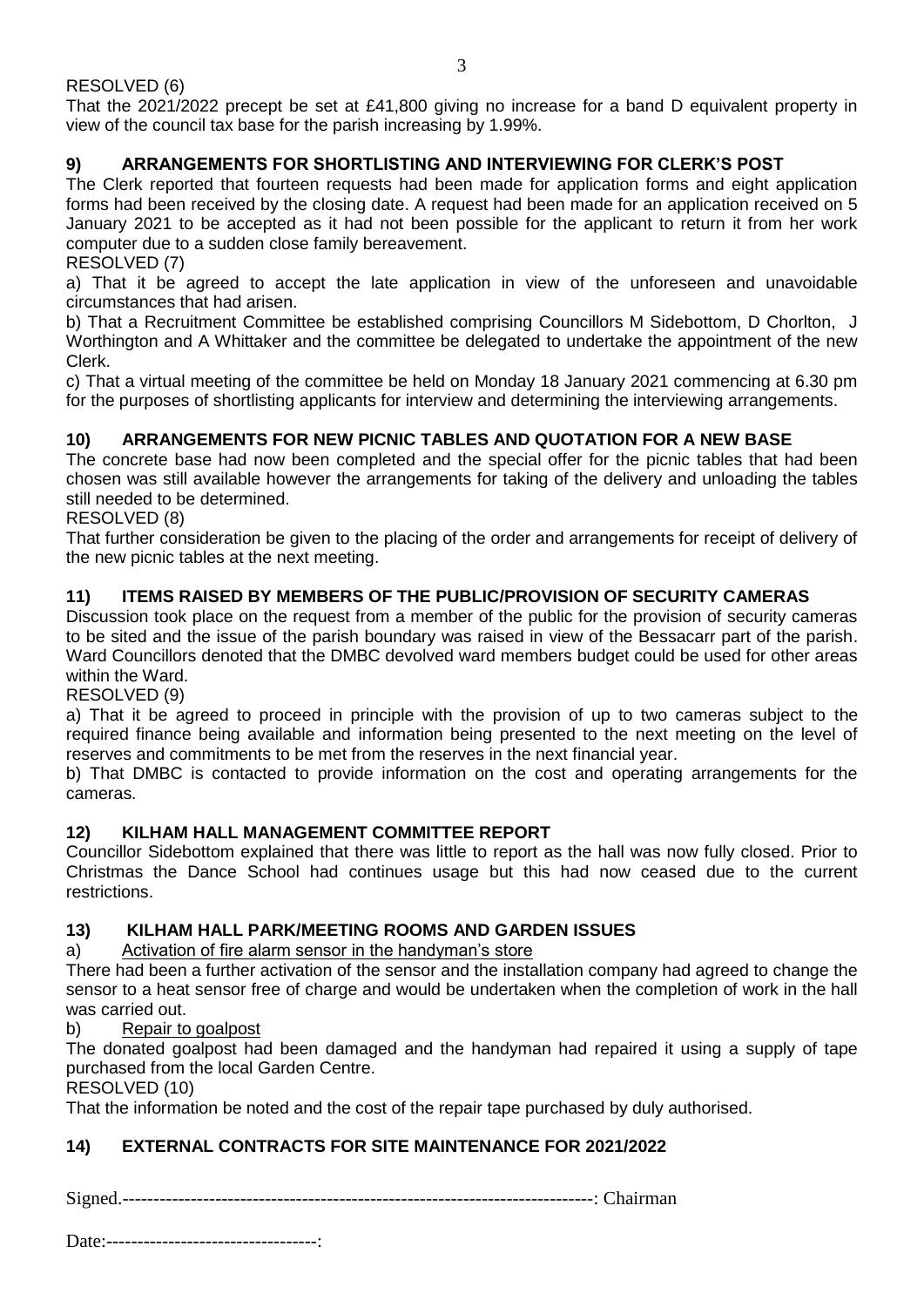RESOLVED (6)

That the 2021/2022 precept be set at £41,800 giving no increase for a band D equivalent property in view of the council tax base for the parish increasing by 1.99%.

## 9) ARRANGEMENTS FOR SHORTLISTING AND INTERVIEWING FOR CLERK'S POST

The Clerk reported that fourteen requests had been made for application forms and eight application forms had been received by the closing date. A request had been made for an application received on 5 January 2021 to be accepted as it had not been possible for the applicant to return it from her work computer due to a sudden close family bereavement.

RESOLVED (7)

a) That it be agreed to accept the late application in view of the unforeseen and unavoidable circumstances that had arisen.

b) That a Recruitment Committee be established comprising Councillors M Sidebottom, D Chorlton, J Worthington and A Whittaker and the committee be delegated to undertake the appointment of the new Clerk.

c) That a virtual meeting of the committee be held on Monday 18 January 2021 commencing at 6.30 pm for the purposes of shortlisting applicants for interview and determining the interviewing arrangements.

## 10) ARRANGEMENTS FOR NEW PICNIC TABLES AND QUOTATION FOR A NEW BASE

The concrete base had now been completed and the special offer for the picnic tables that had been chosen was still available however the arrangements for taking of the delivery and unloading the tables still needed to be determined.

RESOLVED (8)

That further consideration be given to the placing of the order and arrangements for receipt of delivery of the new picnic tables at the next meeting.

## 11) ITEMS RAISED BY MEMBERS OF THE PUBLIC/PROVISION OF SECURITY CAMERAS

Discussion took place on the request from a member of the public for the provision of security cameras to be sited and the issue of the parish boundary was raised in view of the Bessacarr part of the parish. Ward Councillors denoted that the DMBC devolved ward members budget could be used for other areas within the Ward.

RESOLVED (9)

a) That it be agreed to proceed in principle with the provision of up to two cameras subject to the required finance being available and information being presented to the next meeting on the level of reserves and commitments to be met from the reserves in the next financial year.

b) That DMBC is contacted to provide information on the cost and operating arrangements for the cameras.

## 12) KILHAM HALL MANAGEMENT COMMITTEE REPORT

Councillor Sidebottom explained that there was little to report as the hall was now fully closed. Prior to Christmas the Dance School had continues usage but this had now ceased due to the current restrictions.

## 13) KILHAM HALL PARK/MEETING ROOMS AND GARDEN ISSUES

a) Activation of fire alarm sensor in the handyman's store

There had been a further activation of the sensor and the installation company had agreed to change the sensor to a heat sensor free of charge and would be undertaken when the completion of work in the hall was carried out.

b) Repair to goalpost

The donated goalpost had been damaged and the handyman had repaired it using a supply of tape purchased from the local Garden Centre.

RESOLVED (10)

That the information be noted and the cost of the repair tape purchased by duly authorised.

## 14) EXTERNAL CONTRACTS FOR SITE MAINTENANCE FOR 2021/2022

Signed.---------------------------------------------------------------------------: Chairman

Date:----------------------------------: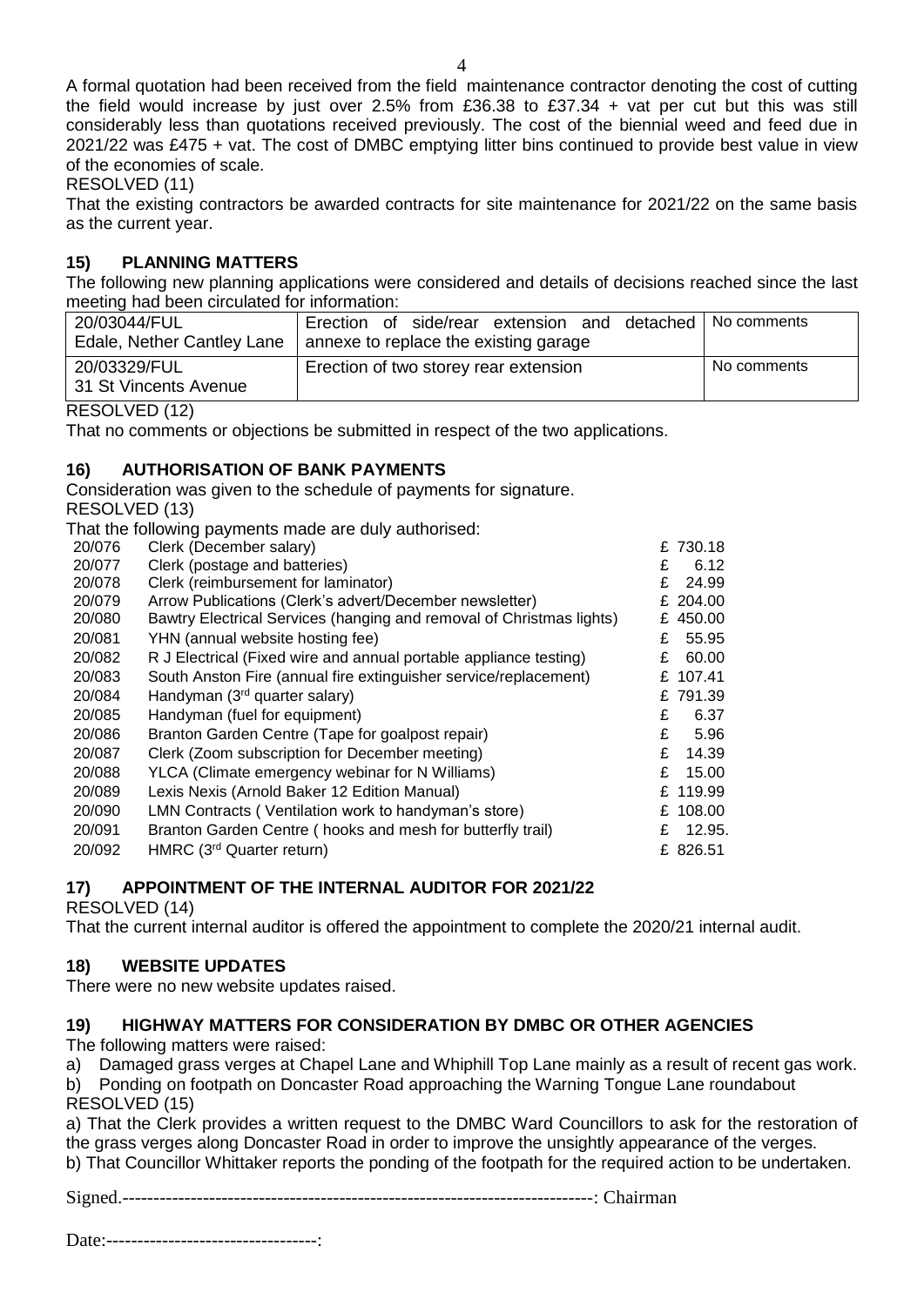A formal quotation had been received from the field maintenance contractor denoting the cost of cutting the field would increase by just over 2.5% from £36.38 to £37.34 + vat per cut but this was still considerably less than quotations received previously. The cost of the biennial weed and feed due in 2021/22 was £475 + vat. The cost of DMBC emptying litter bins continued to provide best value in view of the economies of scale.

RESOLVED (11)

That the existing contractors be awarded contracts for site maintenance for 2021/22 on the same basis as the current year.

## 15) PLANNING MATTERS

The following new planning applications were considered and details of decisions reached since the last meeting had been circulated for information:

| 20/03044/FUL<br>Edale, Nether Cantley Lane | Erection of side/rear extension and detached annexe to replace the existing garage | No comments |
|---|---|---|
| 20/03329/FUL<br>31 St Vincents Avenue | Erection of two storey rear extension | No comments |

RESOLVED (12)

That no comments or objections be submitted in respect of the two applications.

## 16) AUTHORISATION OF BANK PAYMENTS

Consideration was given to the schedule of payments for signature.

RESOLVED (13)

That the following payments made are duly authorised:

| | | |
|---|---|---|
| 20/076 | Clerk (December salary) | £ 730.18 |
| 20/077 | Clerk (postage and batteries) | £ 6.12 |
| 20/078 | Clerk (reimbursement for laminator) | £ 24.99 |
| 20/079 | Arrow Publications (Clerk's advert/December newsletter) | £ 204.00 |
| 20/080 | Bawtry Electrical Services (hanging and removal of Christmas lights) | £ 450.00 |
| 20/081 | YHN (annual website hosting fee) | £ 55.95 |
| 20/082 | R J Electrical (Fixed wire and annual portable appliance testing) | £ 60.00 |
| 20/083 | South Anston Fire (annual fire extinguisher service/replacement) | £ 107.41 |
| 20/084 | Handyman (3rd quarter salary) | £ 791.39 |
| 20/085 | Handyman (fuel for equipment) | £ 6.37 |
| 20/086 | Branton Garden Centre (Tape for goalpost repair) | £ 5.96 |
| 20/087 | Clerk (Zoom subscription for December meeting) | £ 14.39 |
| 20/088 | YLCA (Climate emergency webinar for N Williams) | £ 15.00 |
| 20/089 | Lexis Nexis (Arnold Baker 12 Edition Manual) | £ 119.99 |
| 20/090 | LMN Contracts ( Ventilation work to handyman's store) | £ 108.00 |
| 20/091 | Branton Garden Centre ( hooks and mesh for butterfly trail) | £ 12.95. |
| 20/092 | HMRC (3rd Quarter return) | £ 826.51 |

## 17) APPOINTMENT OF THE INTERNAL AUDITOR FOR 2021/22

RESOLVED (14)

That the current internal auditor is offered the appointment to complete the 2020/21 internal audit.

## 18) WEBSITE UPDATES

There were no new website updates raised.

## 19) HIGHWAY MATTERS FOR CONSIDERATION BY DMBC OR OTHER AGENCIES

The following matters were raised:

a) Damaged grass verges at Chapel Lane and Whiphill Top Lane mainly as a result of recent gas work.

b) Ponding on footpath on Doncaster Road approaching the Warning Tongue Lane roundabout

RESOLVED (15)

a) That the Clerk provides a written request to the DMBC Ward Councillors to ask for the restoration of the grass verges along Doncaster Road in order to improve the unsightly appearance of the verges.

b) That Councillor Whittaker reports the ponding of the footpath for the required action to be undertaken.

Signed.---------------------------------------------------------------------------: Chairman

Date:----------------------------------: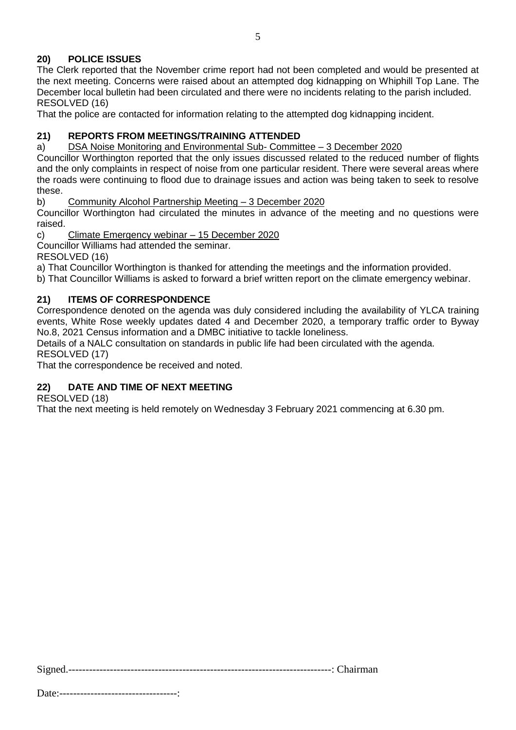## 20) POLICE ISSUES

The Clerk reported that the November crime report had not been completed and would be presented at the next meeting. Concerns were raised about an attempted dog kidnapping on Whiphill Top Lane. The December local bulletin had been circulated and there were no incidents relating to the parish included.

RESOLVED (16)

That the police are contacted for information relating to the attempted dog kidnapping incident.

## 21) REPORTS FROM MEETINGS/TRAINING ATTENDED

a) DSA Noise Monitoring and Environmental Sub- Committee – 3 December 2020

Councillor Worthington reported that the only issues discussed related to the reduced number of flights and the only complaints in respect of noise from one particular resident. There were several areas where the roads were continuing to flood due to drainage issues and action was being taken to seek to resolve these.

b) Community Alcohol Partnership Meeting – 3 December 2020

Councillor Worthington had circulated the minutes in advance of the meeting and no questions were raised.

c) Climate Emergency webinar – 15 December 2020

Councillor Williams had attended the seminar.

RESOLVED (16)

a) That Councillor Worthington is thanked for attending the meetings and the information provided.

b) That Councillor Williams is asked to forward a brief written report on the climate emergency webinar.

## 21) ITEMS OF CORRESPONDENCE

Correspondence denoted on the agenda was duly considered including the availability of YLCA training events, White Rose weekly updates dated 4 and December 2020, a temporary traffic order to Byway No.8, 2021 Census information and a DMBC initiative to tackle loneliness.

Details of a NALC consultation on standards in public life had been circulated with the agenda.

RESOLVED (17)

That the correspondence be received and noted.

## 22) DATE AND TIME OF NEXT MEETING

RESOLVED (18)

That the next meeting is held remotely on Wednesday 3 February 2021 commencing at 6.30 pm.

Signed.--------------------------------------------------------------------------: Chairman

Date:----------------------------------: